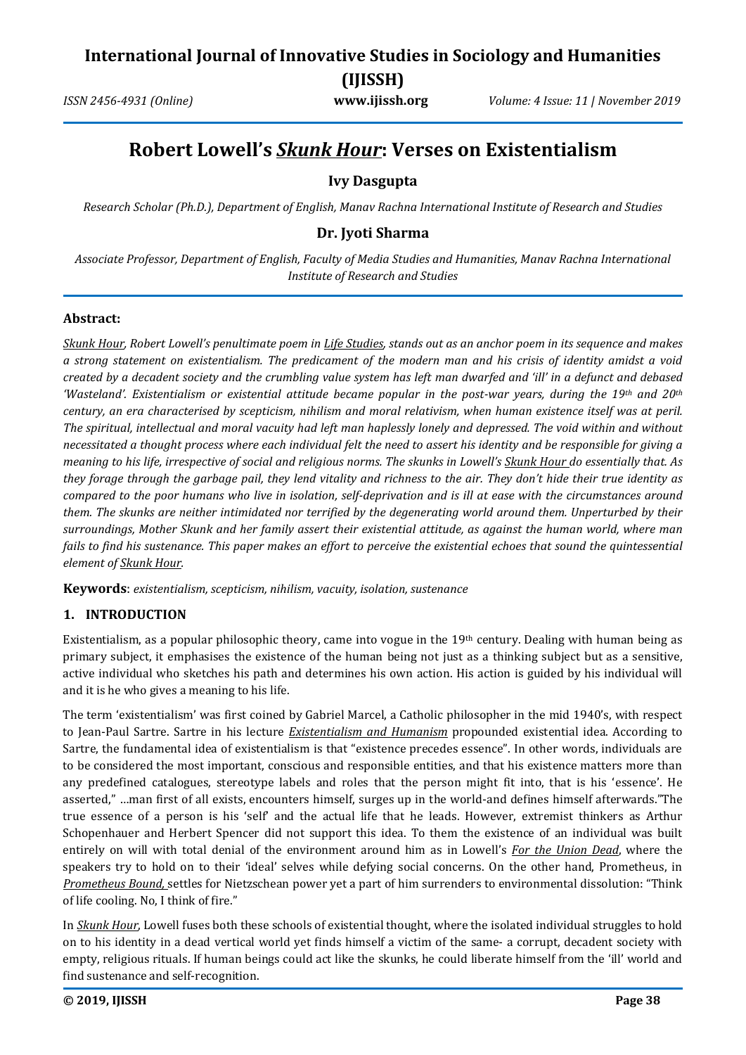# Robert Lowell's *Skunk Hour*: Verses on Existentialism

**Ivy Dasgupta**

*Research Scholar (Ph.D.), Department of English, Manav Rachna International Institute of Research and Studies*

**Dr. Jyoti Sharma**

*Associate Professor, Department of English, Faculty of Media Studies and Humanities, Manav Rachna International Institute of Research and Studies*

**Abstract:**

*Skunk Hour, Robert Lowell's penultimate poem in Life Studies, stands out as an anchor poem in its sequence and makes a strong statement on existentialism. The predicament of the modern man and his crisis of identity amidst a void created by a decadent society and the crumbling value system has left man dwarfed and 'ill' in a defunct and debased 'Wasteland'. Existentialism or existential attitude became popular in the post-war years, during the 19th and 20th century, an era characterised by scepticism, nihilism and moral relativism, when human existence itself was at peril. The spiritual, intellectual and moral vacuity had left man haplessly lonely and depressed. The void within and without necessitated a thought process where each individual felt the need to assert his identity and be responsible for giving a meaning to his life, irrespective of social and religious norms. The skunks in Lowell's Skunk Hour do essentially that. As they forage through the garbage pail, they lend vitality and richness to the air. They don't hide their true identity as compared to the poor humans who live in isolation, self-deprivation and is ill at ease with the circumstances around them. The skunks are neither intimidated nor terrified by the degenerating world around them. Unperturbed by their surroundings, Mother Skunk and her family assert their existential attitude, as against the human world, where man fails to find his sustenance. This paper makes an effort to perceive the existential echoes that sound the quintessential element of Skunk Hour.*

**Keywords**: *existentialism, scepticism, nihilism, vacuity, isolation, sustenance*

## 1. INTRODUCTION

Existentialism, as a popular philosophic theory, came into vogue in the 19th century. Dealing with human being as primary subject, it emphasises the existence of the human being not just as a thinking subject but as a sensitive, active individual who sketches his path and determines his own action. His action is guided by his individual will and it is he who gives a meaning to his life.

The term 'existentialism' was first coined by Gabriel Marcel, a Catholic philosopher in the mid 1940's, with respect to Jean-Paul Sartre. Sartre in his lecture *Existentialism and Humanism* propounded existential idea. According to Sartre, the fundamental idea of existentialism is that "existence precedes essence". In other words, individuals are to be considered the most important, conscious and responsible entities, and that his existence matters more than any predefined catalogues, stereotype labels and roles that the person might fit into, that is his 'essence'. He asserted," …man first of all exists, encounters himself, surges up in the world-and defines himself afterwards."The true essence of a person is his 'self' and the actual life that he leads. However, extremist thinkers as Arthur Schopenhauer and Herbert Spencer did not support this idea. To them the existence of an individual was built entirely on will with total denial of the environment around him as in Lowell's *For the Union Dead*, where the speakers try to hold on to their 'ideal' selves while defying social concerns. On the other hand, Prometheus, in *Prometheus Bound,* settles for Nietzschean power yet a part of him surrenders to environmental dissolution: "Think of life cooling. No, I think of fire."

In *Skunk Hour*, Lowell fuses both these schools of existential thought, where the isolated individual struggles to hold on to his identity in a dead vertical world yet finds himself a victim of the same- a corrupt, decadent society with empty, religious rituals. If human beings could act like the skunks, he could liberate himself from the 'ill' world and find sustenance and self-recognition.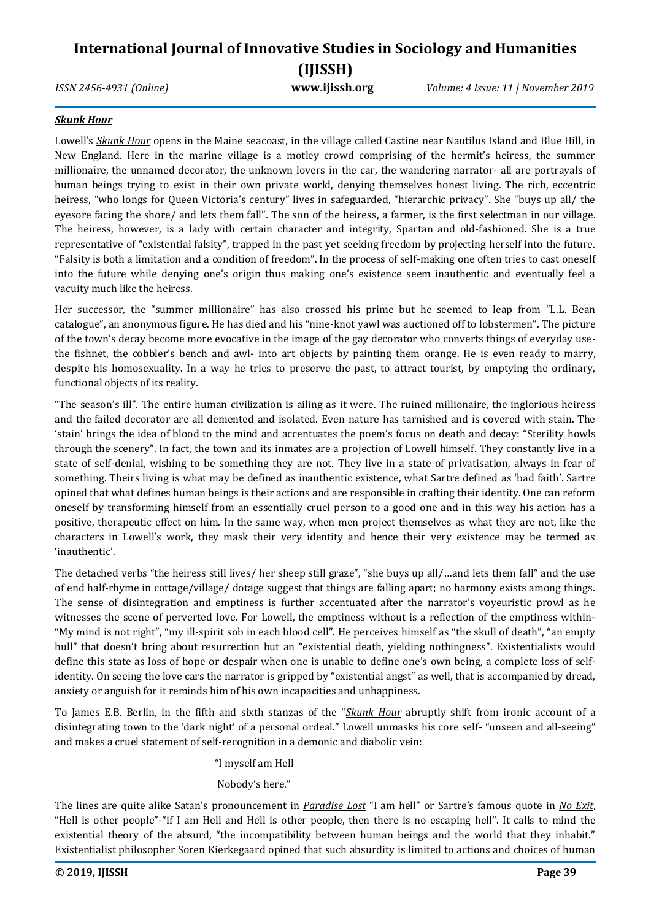### ***Skunk Hour***

Lowell's *Skunk Hour* opens in the Maine seacoast, in the village called Castine near Nautilus Island and Blue Hill, in New England. Here in the marine village is a motley crowd comprising of the hermit's heiress, the summer millionaire, the unnamed decorator, the unknown lovers in the car, the wandering narrator- all are portrayals of human beings trying to exist in their own private world, denying themselves honest living. The rich, eccentric heiress, "who longs for Queen Victoria's century" lives in safeguarded, "hierarchic privacy". She "buys up all/ the eyesore facing the shore/ and lets them fall". The son of the heiress, a farmer, is the first selectman in our village. The heiress, however, is a lady with certain character and integrity, Spartan and old-fashioned. She is a true representative of "existential falsity", trapped in the past yet seeking freedom by projecting herself into the future. "Falsity is both a limitation and a condition of freedom". In the process of self-making one often tries to cast oneself into the future while denying one's origin thus making one's existence seem inauthentic and eventually feel a vacuity much like the heiress.

Her successor, the "summer millionaire" has also crossed his prime but he seemed to leap from "L.L. Bean catalogue", an anonymous figure. He has died and his "nine-knot yawl was auctioned off to lobstermen". The picture of the town's decay become more evocative in the image of the gay decorator who converts things of everyday use- the fishnet, the cobbler's bench and awl- into art objects by painting them orange. He is even ready to marry, despite his homosexuality. In a way he tries to preserve the past, to attract tourist, by emptying the ordinary, functional objects of its reality.

"The season's ill". The entire human civilization is ailing as it were. The ruined millionaire, the inglorious heiress and the failed decorator are all demented and isolated. Even nature has tarnished and is covered with stain. The 'stain' brings the idea of blood to the mind and accentuates the poem's focus on death and decay: "Sterility howls through the scenery". In fact, the town and its inmates are a projection of Lowell himself. They constantly live in a state of self-denial, wishing to be something they are not. They live in a state of privatisation, always in fear of something. Theirs living is what may be defined as inauthentic existence, what Sartre defined as 'bad faith'. Sartre opined that what defines human beings is their actions and are responsible in crafting their identity. One can reform oneself by transforming himself from an essentially cruel person to a good one and in this way his action has a positive, therapeutic effect on him. In the same way, when men project themselves as what they are not, like the characters in Lowell's work, they mask their very identity and hence their very existence may be termed as 'inauthentic'.

The detached verbs "the heiress still lives/ her sheep still graze", "she buys up all/…and lets them fall" and the use of end half-rhyme in cottage/village/ dotage suggest that things are falling apart; no harmony exists among things. The sense of disintegration and emptiness is further accentuated after the narrator's voyeuristic prowl as he witnesses the scene of perverted love. For Lowell, the emptiness without is a reflection of the emptiness within- "My mind is not right", "my ill-spirit sob in each blood cell". He perceives himself as "the skull of death", "an empty hull" that doesn't bring about resurrection but an "existential death, yielding nothingness". Existentialists would define this state as loss of hope or despair when one is unable to define one's own being, a complete loss of self-identity. On seeing the love cars the narrator is gripped by "existential angst" as well, that is accompanied by dread, anxiety or anguish for it reminds him of his own incapacities and unhappiness.

To James E.B. Berlin, in the fifth and sixth stanzas of the "*Skunk Hour* abruptly shift from ironic account of a disintegrating town to the 'dark night' of a personal ordeal." Lowell unmasks his core self- "unseen and all-seeing" and makes a cruel statement of self-recognition in a demonic and diabolic vein:

> "I myself am Hell
>
> Nobody's here."

The lines are quite alike Satan's pronouncement in *Paradise Lost* "I am hell" or Sartre's famous quote in *No Exit*, "Hell is other people"-"if I am Hell and Hell is other people, then there is no escaping hell". It calls to mind the existential theory of the absurd, "the incompatibility between human beings and the world that they inhabit." Existentialist philosopher Soren Kierkegaard opined that such absurdity is limited to actions and choices of human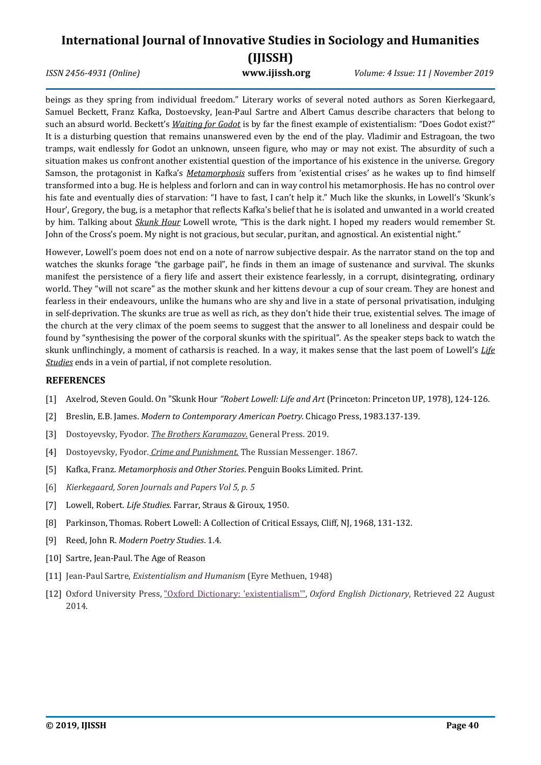beings as they spring from individual freedom." Literary works of several noted authors as Soren Kierkegaard, Samuel Beckett, Franz Kafka, Dostoevsky, Jean-Paul Sartre and Albert Camus describe characters that belong to such an absurd world. Beckett's ***Waiting for Godot*** is by far the finest example of existentialism: "Does Godot exist?" It is a disturbing question that remains unanswered even by the end of the play. Vladimir and Estragoan, the two tramps, wait endlessly for Godot an unknown, unseen figure, who may or may not exist. The absurdity of such a situation makes us confront another existential question of the importance of his existence in the universe. Gregory Samson, the protagonist in Kafka's ***Metamorphosis*** suffers from 'existential crises' as he wakes up to find himself transformed into a bug. He is helpless and forlorn and can in way control his metamorphosis. He has no control over his fate and eventually dies of starvation: "I have to fast, I can't help it." Much like the skunks, in Lowell's 'Skunk's Hour', Gregory, the bug, is a metaphor that reflects Kafka's belief that he is isolated and unwanted in a world created by him. Talking about ***Skunk Hour*** Lowell wrote, "This is the dark night. I hoped my readers would remember St. John of the Cross's poem. My night is not gracious, but secular, puritan, and agnostical. An existential night."

However, Lowell's poem does not end on a note of narrow subjective despair. As the narrator stand on the top and watches the skunks forage "the garbage pail", he finds in them an image of sustenance and survival. The skunks manifest the persistence of a fiery life and assert their existence fearlessly, in a corrupt, disintegrating, ordinary world. They "will not scare" as the mother skunk and her kittens devour a cup of sour cream. They are honest and fearless in their endeavours, unlike the humans who are shy and live in a state of personal privatisation, indulging in self-deprivation. The skunks are true as well as rich, as they don't hide their true, existential selves. The image of the church at the very climax of the poem seems to suggest that the answer to all loneliness and despair could be found by "synthesising the power of the corporal skunks with the spiritual". As the speaker steps back to watch the skunk unflinchingly, a moment of catharsis is reached. In a way, it makes sense that the last poem of Lowell's ***Life Studies*** ends in a vein of partial, if not complete resolution.

## REFERENCES

[1] Axelrod, Steven Gould. On "Skunk Hour *"Robert Lowell: Life and Art* (Princeton: Princeton UP, 1978), 124-126.

[2] Breslin, E.B. James. *Modern to Contemporary American Poetry.* Chicago Press, 1983.137-139.

[3] Dostoyevsky, Fyodor. *The Brothers Karamazov.* General Press. 2019.

[4] Dostoyevsky, Fyodor. *Crime and Punishment.* The Russian Messenger. 1867.

[5] Kafka, Franz. *Metamorphosis and Other Stories*. Penguin Books Limited. Print.

[6] *Kierkegaard, Soren Journals and Papers Vol 5, p. 5*

[7] Lowell, Robert. *Life Studies*. Farrar, Straus & Giroux, 1950.

[8] Parkinson, Thomas. Robert Lowell: A Collection of Critical Essays, Cliff, NJ, 1968, 131-132.

[9] Reed, John R. *Modern Poetry Studies*. 1.4.

[10] Sartre, Jean-Paul. The Age of Reason

[11] Jean-Paul Sartre, *Existentialism and Humanism* (Eyre Methuen, 1948)

[12] Oxford University Press, "Oxford Dictionary: 'existentialism'", *Oxford English Dictionary*, Retrieved 22 August 2014.